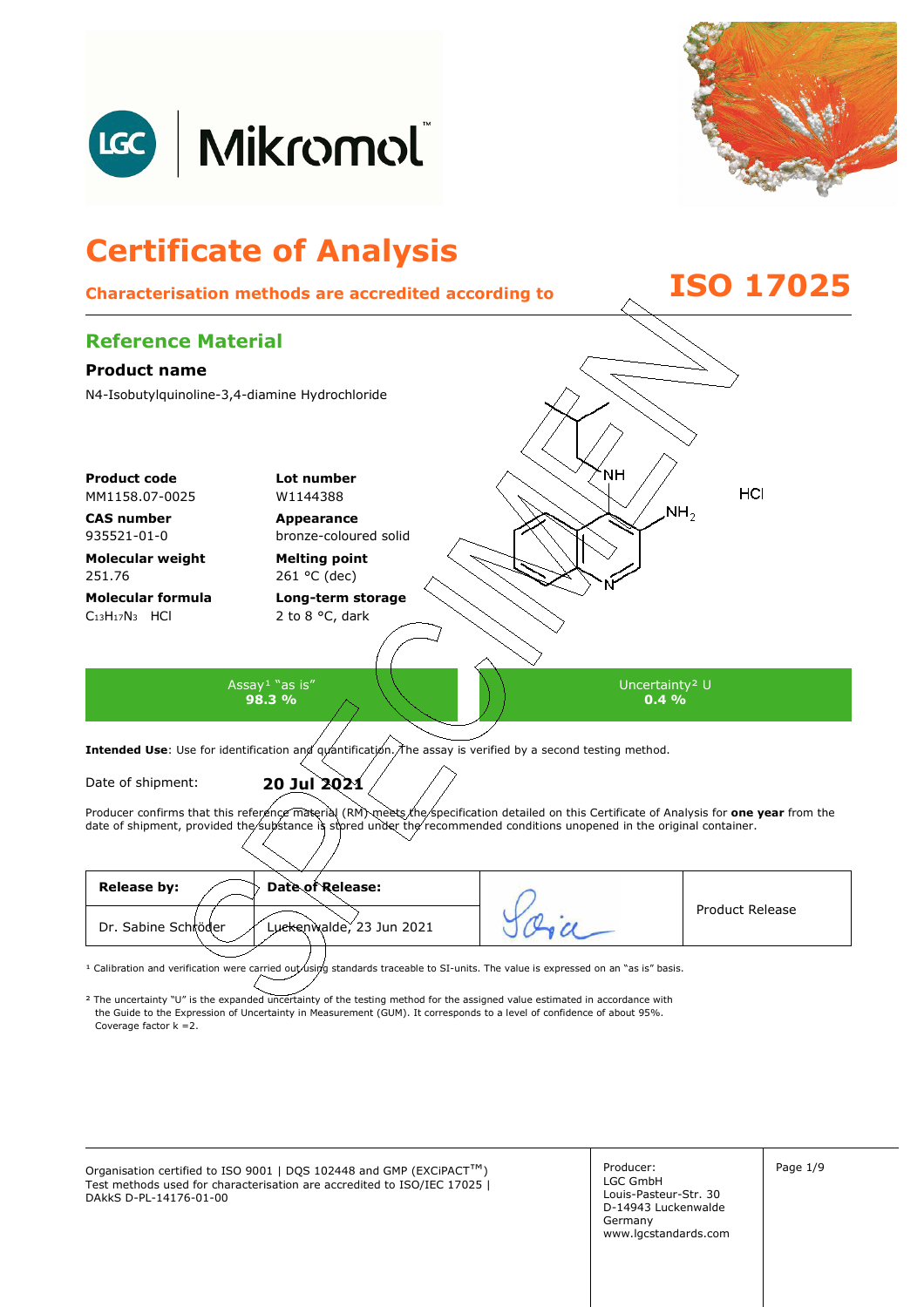LGC | Mikromol™

# Certificate of Analysis

**Characterisation methods are accredited according to ISO 17025**

## Reference Material

### Product name

N4-Isobutylquinoline-3,4-diamine Hydrochloride

| | |
|---|---|
| **Product code**<br>MM1158.07-0025 | **Lot number**<br>W1144388 |
| **CAS number**<br>935521-01-0 | **Appearance**<br>bronze-coloured solid |
| **Molecular weight**<br>251.76 | **Melting point**<br>261 °C (dec) |
| **Molecular formula**<br>$C_{13}H_{17}N_3$ HCl | **Long-term storage**<br>2 to 8 °C, dark |

| Assay[1] "as is" | Uncertainty[2] U |
|---|---|
| **98.3 %** | **0.4 %** |

**Intended Use**: Use for identification and quantification. The assay is verified by a second testing method.

Date of shipment: **20 Jul 2021**

Producer confirms that this reference material (RM) meets the specification detailed on this Certificate of Analysis for **one year** from the date of shipment, provided the substance is stored under the recommended conditions unopened in the original container.

| **Release by:** | **Date of Release:** | | |
|---|---|---|---|
| Dr. Sabine Schröder | Luckenwalde, 23 Jun 2021 | | Product Release |

[1] Calibration and verification were carried out using standards traceable to SI-units. The value is expressed on an "as is" basis.

[2] The uncertainty "U" is the expanded uncertainty of the testing method for the assigned value estimated in accordance with the Guide to the Expression of Uncertainty in Measurement (GUM). It corresponds to a level of confidence of about 95%. Coverage factor k =2.

Organisation certified to ISO 9001 | DQS 102448 and GMP (EXCiPACT™)
Test methods used for characterisation are accredited to ISO/IEC 17025 | DAkkS D-PL-14176-01-00

Producer:
LGC GmbH
Louis-Pasteur-Str. 30
D-14943 Luckenwalde
Germany
www.lgcstandards.com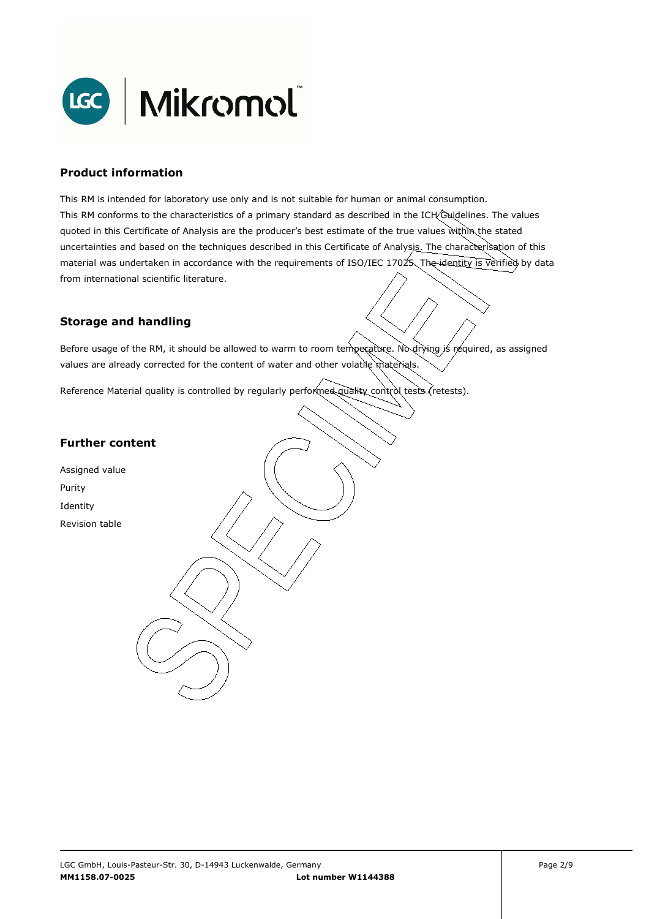## Product information

This RM is intended for laboratory use only and is not suitable for human or animal consumption.
This RM conforms to the characteristics of a primary standard as described in the ICH Guidelines. The values quoted in this Certificate of Analysis are the producer's best estimate of the true values within the stated uncertainties and based on the techniques described in this Certificate of Analysis. The characterisation of this material was undertaken in accordance with the requirements of ISO/IEC 17025. The identity is verified by data from international scientific literature.

## Storage and handling

Before usage of the RM, it should be allowed to warm to room temperature. No drying is required, as assigned values are already corrected for the content of water and other volatile materials.

Reference Material quality is controlled by regularly performed quality control tests (retests).

## Further content

Assigned value
Purity
Identity
Revision table

LGC GmbH, Louis-Pasteur-Str. 30, D-14943 Luckenwalde, Germany
**MM1158.07-0025** **Lot number W1144388**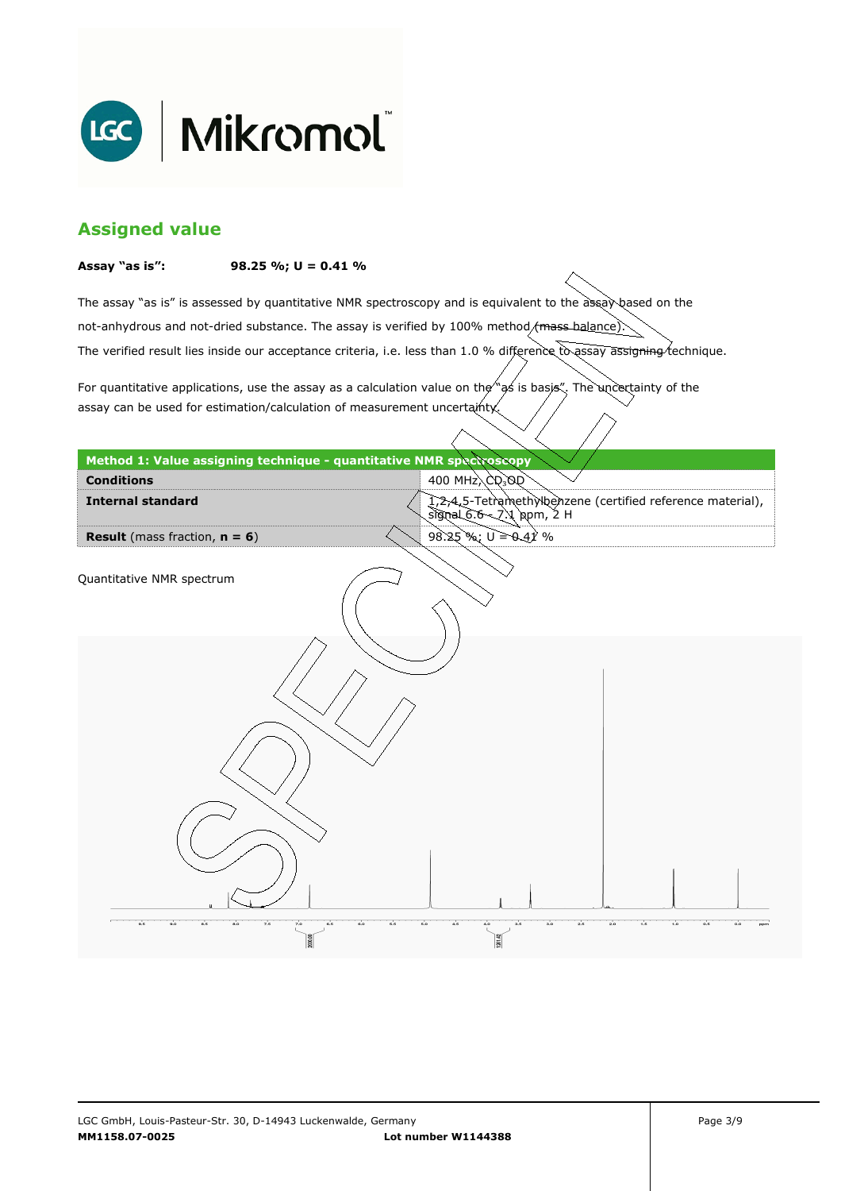## Assigned value

**Assay "as is":** **98.25 %; U = 0.41 %**

The assay "as is" is assessed by quantitative NMR spectroscopy and is equivalent to the assay based on the not-anhydrous and not-dried substance. The assay is verified by 100% method (mass balance).
The verified result lies inside our acceptance criteria, i.e. less than 1.0 % difference to assay assigning technique.

For quantitative applications, use the assay as a calculation value on the "as is basis". The uncertainty of the assay can be used for estimation/calculation of measurement uncertainty.

| Method 1: Value assigning technique - quantitative NMR spectroscopy | |
|---|---|
| **Conditions** | 400 MHz, $CD_3OD$ |
| **Internal standard** | 1,2,4,5-Tetramethylbenzene (certified reference material), signal 6.6 - 7.1 ppm, 2 H |
| **Result** (mass fraction, **n = 6**) | 98.25 %; U = 0.41 % |

Quantitative NMR spectrum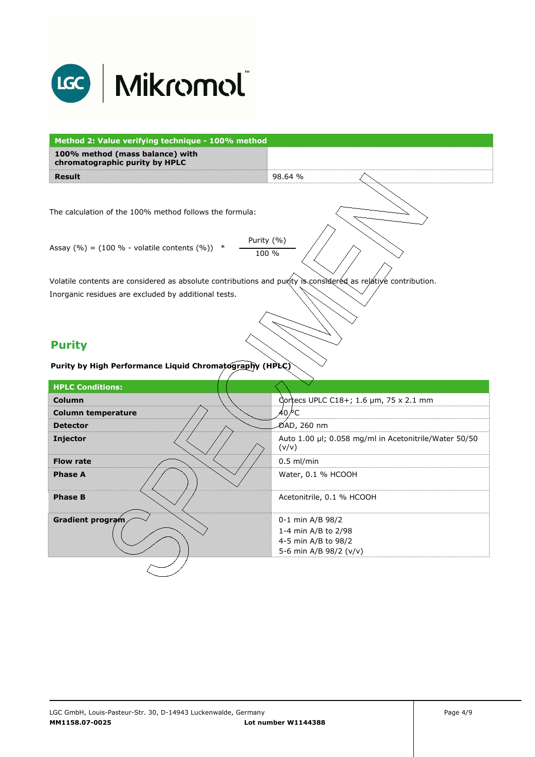| Method 2: Value verifying technique - 100% method | |
|---|---|
| **100% method (mass balance) with chromatographic purity by HPLC** | |
| **Result** | 98.64 % |

The calculation of the 100% method follows the formula:

$$\text{Assay (\%)} = (100\ \% - \text{volatile contents (\%)}) \ * \ \frac{\text{Purity (\%)}}{100\ \%}$$

Volatile contents are considered as absolute contributions and purity is considered as relative contribution.
Inorganic residues are excluded by additional tests.

## Purity

**Purity by High Performance Liquid Chromatography (HPLC)**

| HPLC Conditions: | |
|---|---|
| **Column** | Cortecs UPLC C18+; 1.6 µm, 75 x 2.1 mm |
| **Column temperature** | 40 °C |
| **Detector** | DAD, 260 nm |
| **Injector** | Auto 1.00 µl; 0.058 mg/ml in Acetonitrile/Water 50/50 (v/v) |
| **Flow rate** | 0.5 ml/min |
| **Phase A** | Water, 0.1 % HCOOH |
| **Phase B** | Acetonitrile, 0.1 % HCOOH |
| **Gradient program** | 0-1 min A/B 98/2<br>1-4 min A/B to 2/98<br>4-5 min A/B to 98/2<br>5-6 min A/B 98/2 (v/v) |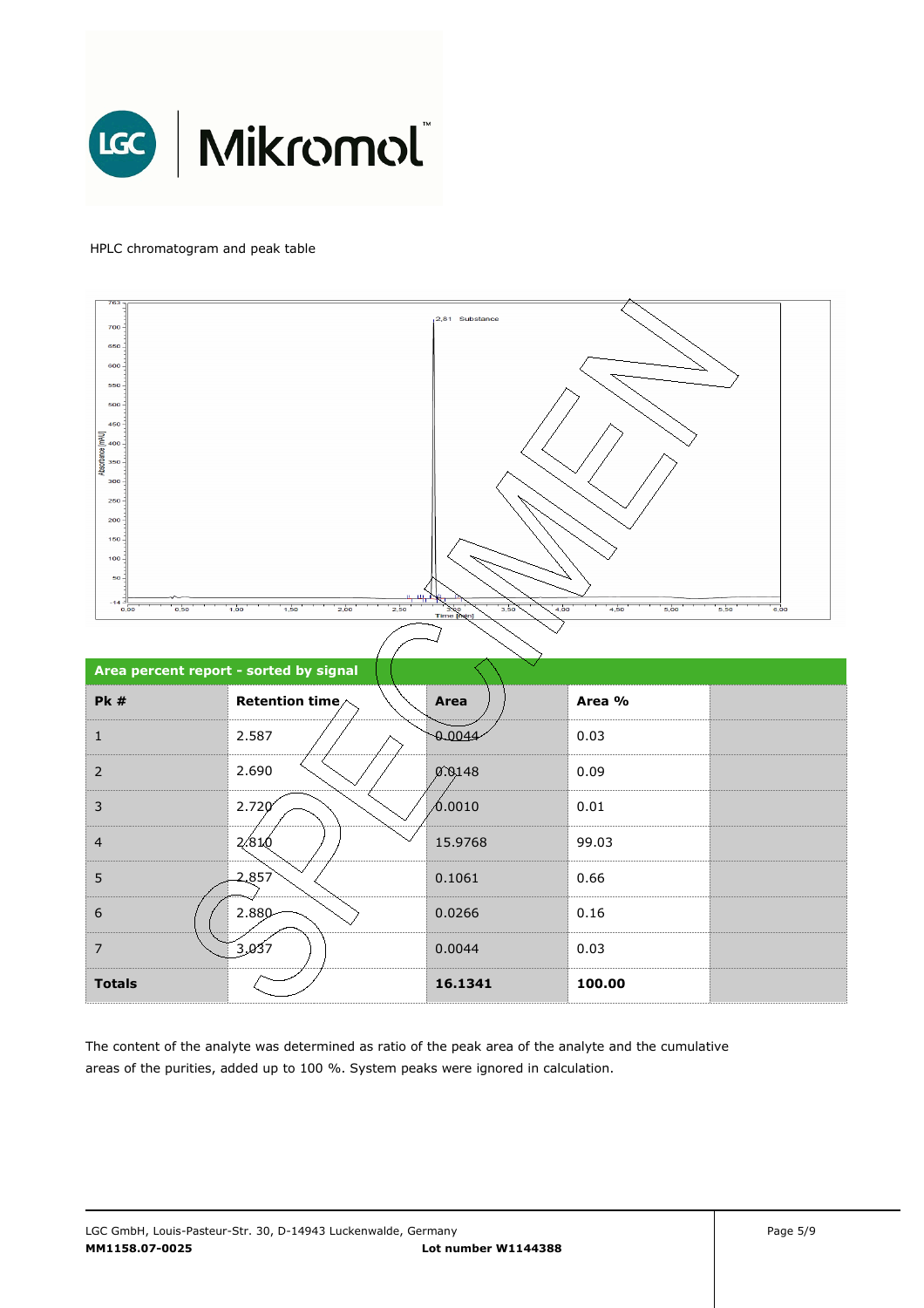HPLC chromatogram and peak table

| Area percent report - sorted by signal | | | | |
|---|---|---|---|---|
| **Pk #** | **Retention time** | **Area** | **Area %** | |
| 1 | 2.587 | 0.0044 | 0.03 | |
| 2 | 2.690 | 0.0148 | 0.09 | |
| 3 | 2.720 | 0.0010 | 0.01 | |
| 4 | 2.810 | 15.9768 | 99.03 | |
| 5 | 2.857 | 0.1061 | 0.66 | |
| 6 | 2.880 | 0.0266 | 0.16 | |
| 7 | 3.037 | 0.0044 | 0.03 | |
| **Totals** | | **16.1341** | **100.00** | |

The content of the analyte was determined as ratio of the peak area of the analyte and the cumulative areas of the purities, added up to 100 %. System peaks were ignored in calculation.

LGC GmbH, Louis-Pasteur-Str. 30, D-14943 Luckenwalde, Germany
**MM1158.07-0025** **Lot number W1144388**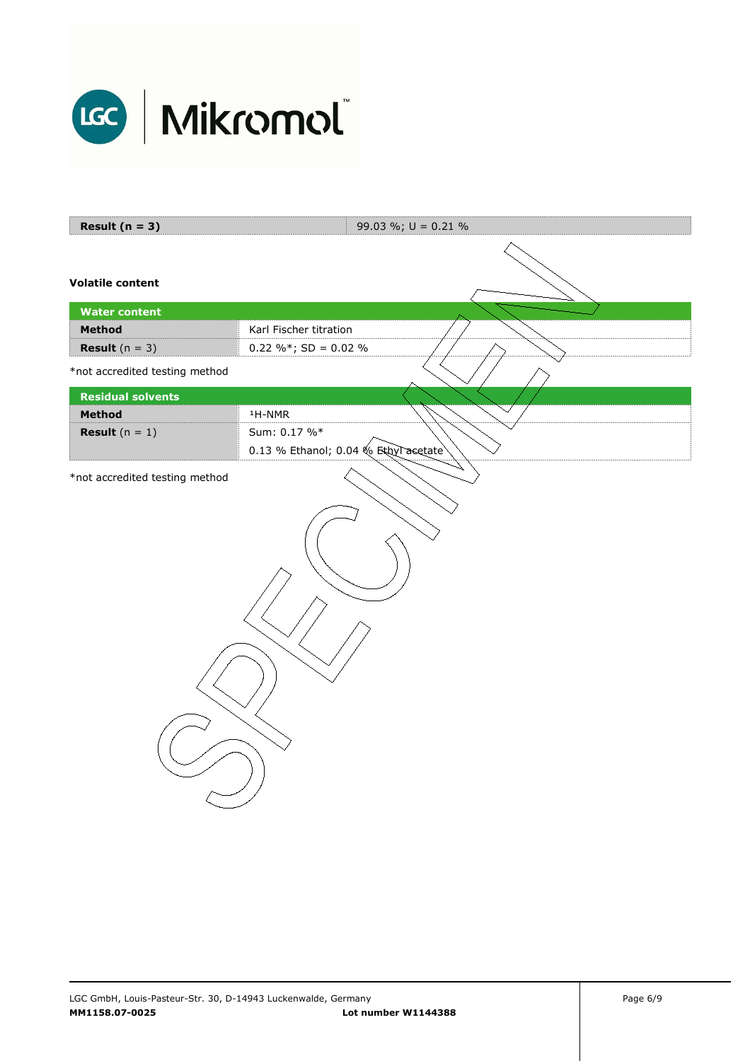| **Result (n = 3)** | 99.03 %; U = 0.21 % |
| --- | --- |

**Volatile content**

| **Water content** | |
| --- | --- |
| **Method** | Karl Fischer titration |
| **Result** (n = 3) | 0.22 %*; SD = 0.02 % |

*not accredited testing method

| **Residual solvents** | |
| --- | --- |
| **Method** | $^{1}$H-NMR |
| **Result** (n = 1) | Sum: 0.17 %*<br>0.13 % Ethanol; 0.04 % Ethyl acetate |

*not accredited testing method

SPECIMEN

LGC GmbH, Louis-Pasteur-Str. 30, D-14943 Luckenwalde, Germany

**MM1158.07-0025** **Lot number W1144388**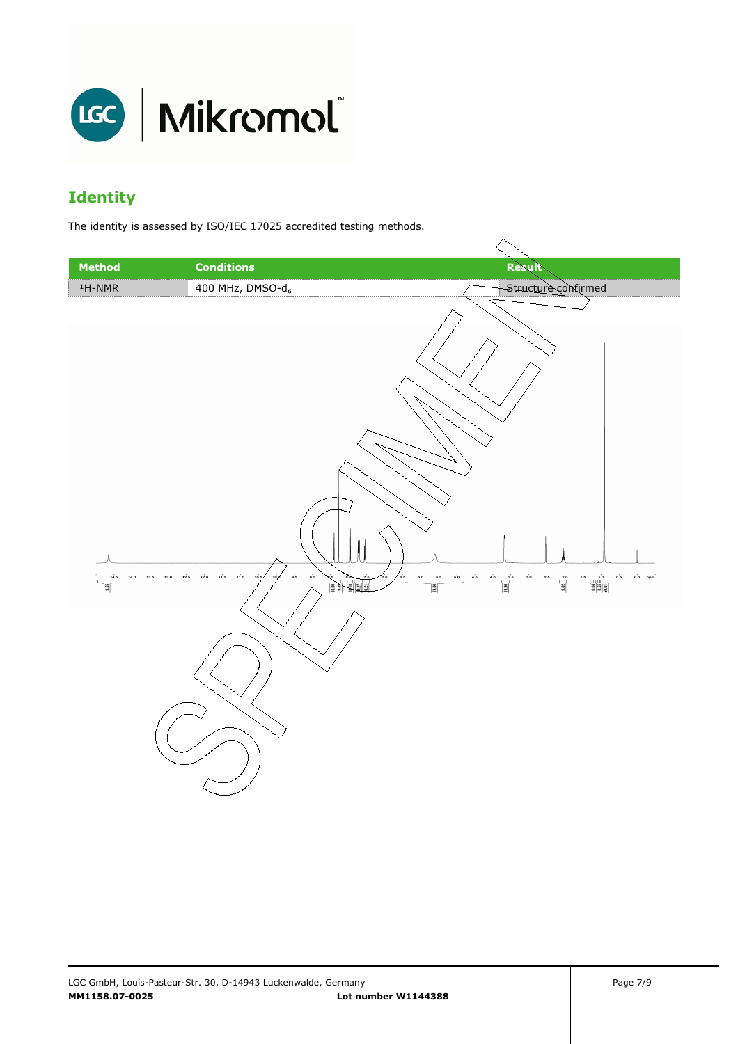## Identity

The identity is assessed by ISO/IEC 17025 accredited testing methods.

| Method | Conditions | Result |
| --- | --- | --- |
| $^1$H-NMR | 400 MHz, DMSO-$d_6$ | Structure confirmed |

SPECIMEN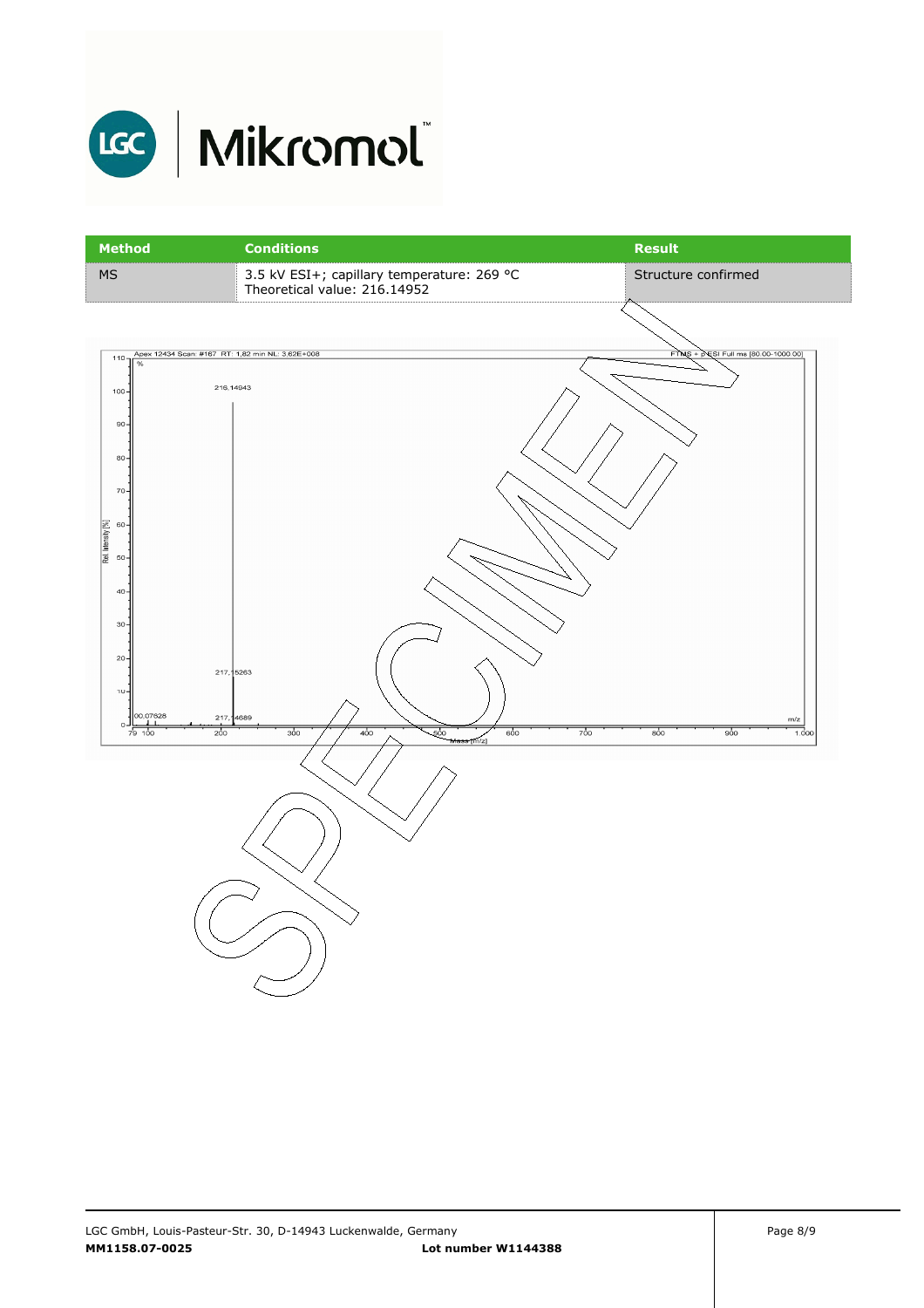| Method | Conditions | Result |
|---|---|---|
| MS | 3.5 kV ESI+; capillary temperature: 269 °C<br>Theoretical value: 216.14952 | Structure confirmed |

Apex 12434 Scan: #167 RT: 1,82 min NL: 3,62E+008

FTMS + p ESI Full ms [80.00-1000.00]

216,14943

217,15263

217,14689

00,07628

Rel. Intensity [%]

Mass [m/z]

SPECIMEN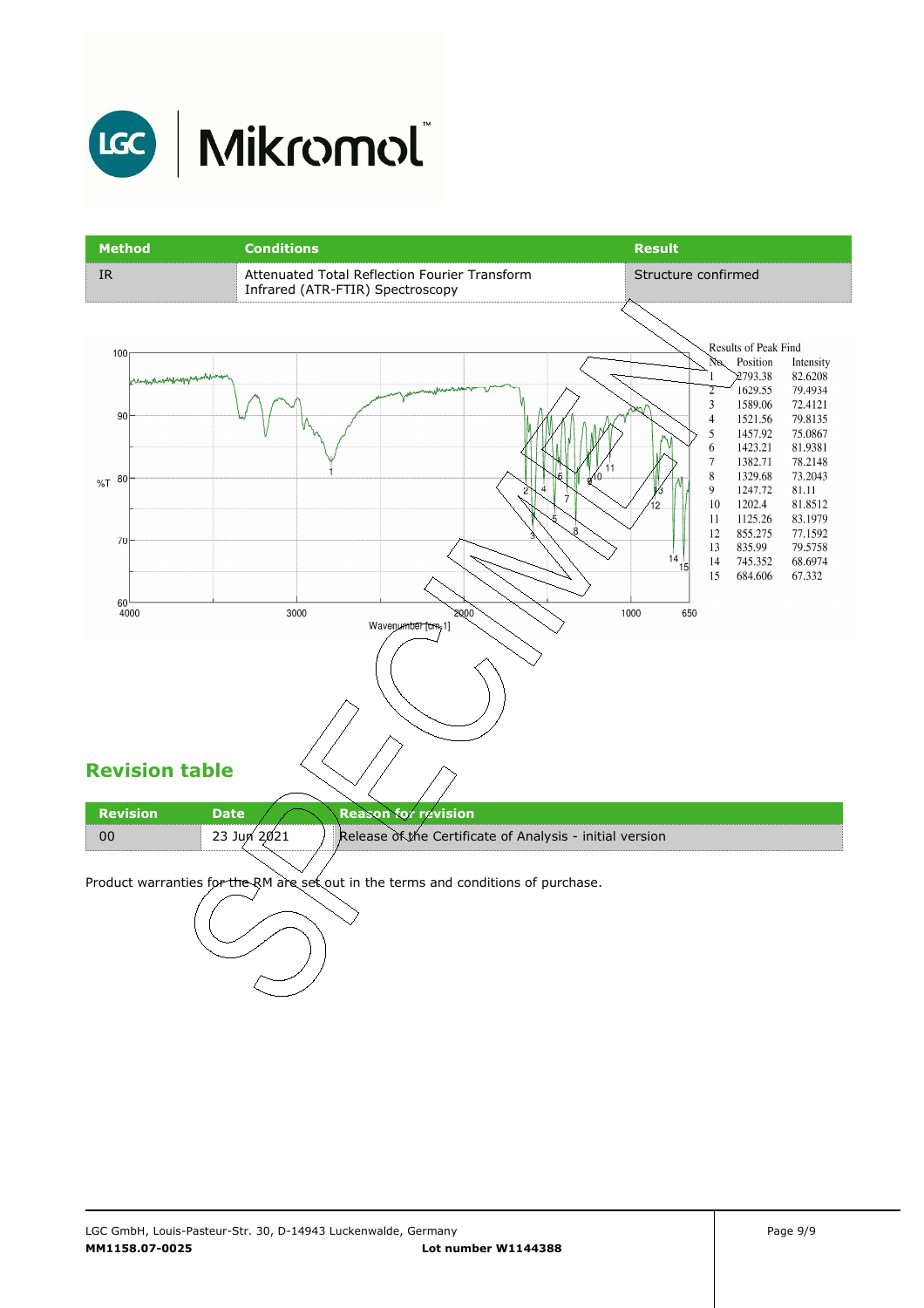| Method | Conditions | Result |
| --- | --- | --- |
| IR | Attenuated Total Reflection Fourier Transform Infrared (ATR-FTIR) Spectroscopy | Structure confirmed |

100
90
%T 80
70
60
4000
3000
2000
1000
650
Wavenumber [cm-1]

Results of Peak Find

| No. | Position | Intensity |
| --- | --- | --- |
| 1 | 2793.38 | 82.6208 |
| 2 | 1629.55 | 79.4934 |
| 3 | 1589.06 | 72.4121 |
| 4 | 1521.56 | 79.8135 |
| 5 | 1457.92 | 75.0867 |
| 6 | 1423.21 | 81.9381 |
| 7 | 1382.71 | 78.2148 |
| 8 | 1329.68 | 73.2043 |
| 9 | 1247.72 | 81.11 |
| 10 | 1202.4 | 81.8512 |
| 11 | 1125.26 | 83.1979 |
| 12 | 855.275 | 77.1592 |
| 13 | 835.99 | 79.5758 |
| 14 | 745.352 | 68.6974 |
| 15 | 684.606 | 67.332 |

## Revision table

| Revision | Date | Reason for revision |
| --- | --- | --- |
| 00 | 23 Jun 2021 | Release of the Certificate of Analysis - initial version |

Product warranties for the RM are set out in the terms and conditions of purchase.

LGC GmbH, Louis-Pasteur-Str. 30, D-14943 Luckenwalde, Germany

**MM1158.07-0025** **Lot number W1144388**